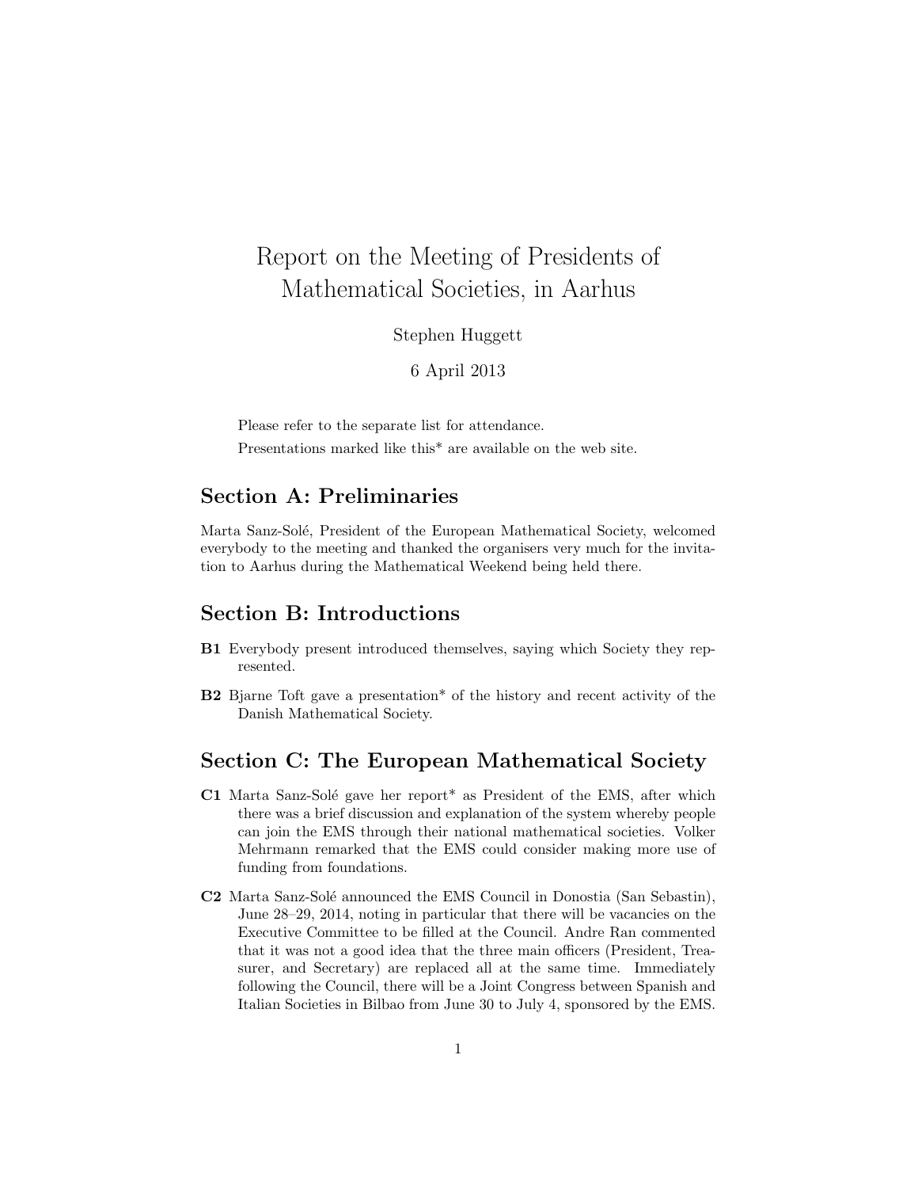# Report on the Meeting of Presidents of Mathematical Societies, in Aarhus

Stephen Huggett

6 April 2013

Please refer to the separate list for attendance.

Presentations marked like this* are available on the web site.

## Section A: Preliminaries

Marta Sanz-Solé, President of the European Mathematical Society, welcomed everybody to the meeting and thanked the organisers very much for the invitation to Aarhus during the Mathematical Weekend being held there.

## Section B: Introductions

**B1** Everybody present introduced themselves, saying which Society they represented.

**B2** Bjarne Toft gave a presentation* of the history and recent activity of the Danish Mathematical Society.

## Section C: The European Mathematical Society

**C1** Marta Sanz-Solé gave her report* as President of the EMS, after which there was a brief discussion and explanation of the system whereby people can join the EMS through their national mathematical societies. Volker Mehrmann remarked that the EMS could consider making more use of funding from foundations.

**C2** Marta Sanz-Solé announced the EMS Council in Donostia (San Sebastin), June 28–29, 2014, noting in particular that there will be vacancies on the Executive Committee to be filled at the Council. Andre Ran commented that it was not a good idea that the three main officers (President, Treasurer, and Secretary) are replaced all at the same time. Immediately following the Council, there will be a Joint Congress between Spanish and Italian Societies in Bilbao from June 30 to July 4, sponsored by the EMS.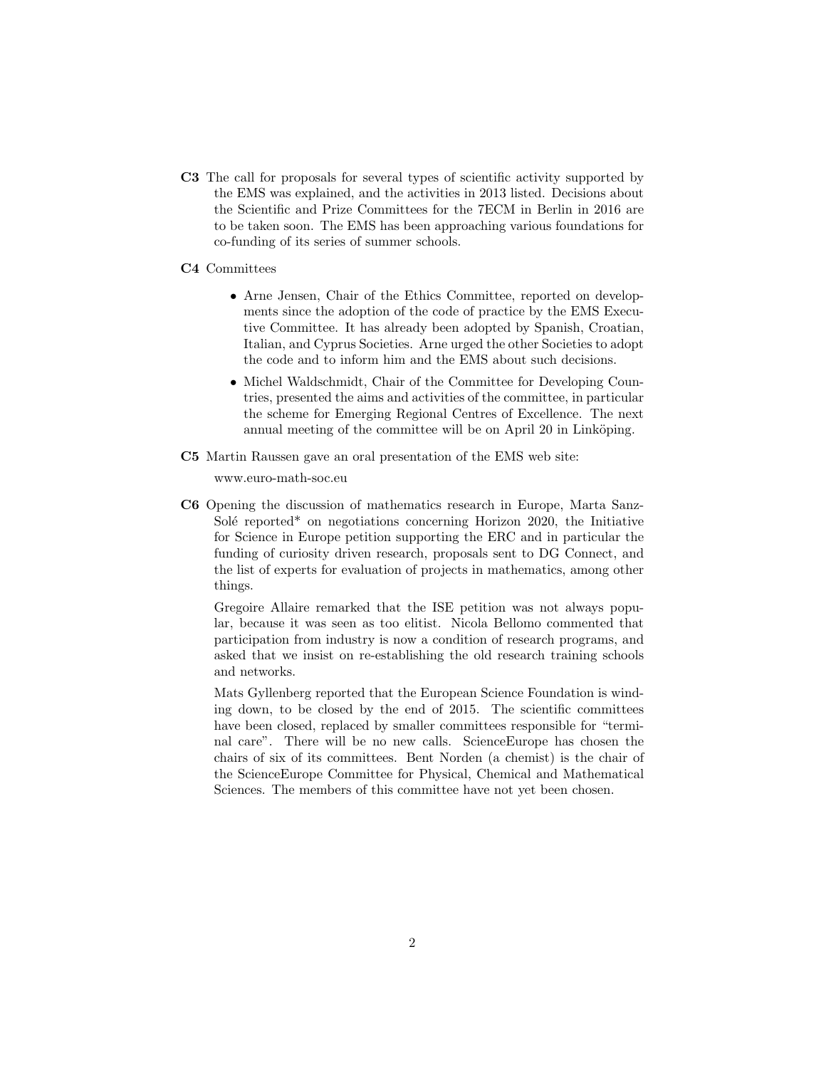**C3** The call for proposals for several types of scientific activity supported by the EMS was explained, and the activities in 2013 listed. Decisions about the Scientific and Prize Committees for the 7ECM in Berlin in 2016 are to be taken soon. The EMS has been approaching various foundations for co-funding of its series of summer schools.

**C4** Committees

- Arne Jensen, Chair of the Ethics Committee, reported on developments since the adoption of the code of practice by the EMS Executive Committee. It has already been adopted by Spanish, Croatian, Italian, and Cyprus Societies. Arne urged the other Societies to adopt the code and to inform him and the EMS about such decisions.
- Michel Waldschmidt, Chair of the Committee for Developing Countries, presented the aims and activities of the committee, in particular the scheme for Emerging Regional Centres of Excellence. The next annual meeting of the committee will be on April 20 in Linköping.

**C5** Martin Raussen gave an oral presentation of the EMS web site:

www.euro-math-soc.eu

**C6** Opening the discussion of mathematics research in Europe, Marta Sanz-Solé reported* on negotiations concerning Horizon 2020, the Initiative for Science in Europe petition supporting the ERC and in particular the funding of curiosity driven research, proposals sent to DG Connect, and the list of experts for evaluation of projects in mathematics, among other things.

Gregoire Allaire remarked that the ISE petition was not always popular, because it was seen as too elitist. Nicola Bellomo commented that participation from industry is now a condition of research programs, and asked that we insist on re-establishing the old research training schools and networks.

Mats Gyllenberg reported that the European Science Foundation is winding down, to be closed by the end of 2015. The scientific committees have been closed, replaced by smaller committees responsible for "terminal care". There will be no new calls. ScienceEurope has chosen the chairs of six of its committees. Bent Norden (a chemist) is the chair of the ScienceEurope Committee for Physical, Chemical and Mathematical Sciences. The members of this committee have not yet been chosen.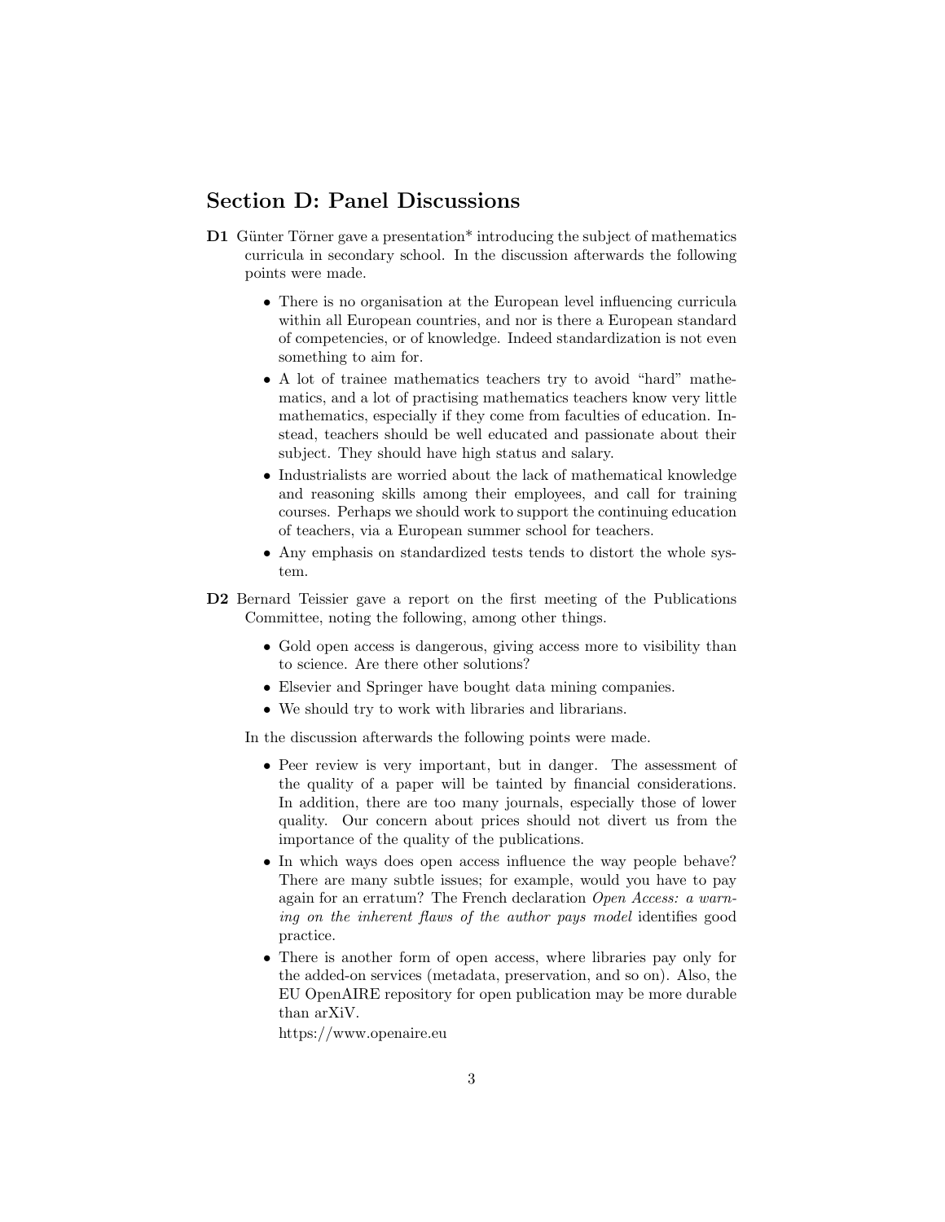## Section D: Panel Discussions

**D1** Günter Törner gave a presentation* introducing the subject of mathematics curricula in secondary school. In the discussion afterwards the following points were made.

- There is no organisation at the European level influencing curricula within all European countries, and nor is there a European standard of competencies, or of knowledge. Indeed standardization is not even something to aim for.
- A lot of trainee mathematics teachers try to avoid "hard" mathematics, and a lot of practising mathematics teachers know very little mathematics, especially if they come from faculties of education. Instead, teachers should be well educated and passionate about their subject. They should have high status and salary.
- Industrialists are worried about the lack of mathematical knowledge and reasoning skills among their employees, and call for training courses. Perhaps we should work to support the continuing education of teachers, via a European summer school for teachers.
- Any emphasis on standardized tests tends to distort the whole system.

**D2** Bernard Teissier gave a report on the first meeting of the Publications Committee, noting the following, among other things.

- Gold open access is dangerous, giving access more to visibility than to science. Are there other solutions?
- Elsevier and Springer have bought data mining companies.
- We should try to work with libraries and librarians.

In the discussion afterwards the following points were made.

- Peer review is very important, but in danger. The assessment of the quality of a paper will be tainted by financial considerations. In addition, there are too many journals, especially those of lower quality. Our concern about prices should not divert us from the importance of the quality of the publications.
- In which ways does open access influence the way people behave? There are many subtle issues; for example, would you have to pay again for an erratum? The French declaration *Open Access: a warning on the inherent flaws of the author pays model* identifies good practice.
- There is another form of open access, where libraries pay only for the added-on services (metadata, preservation, and so on). Also, the EU OpenAIRE repository for open publication may be more durable than arXiV.

  https://www.openaire.eu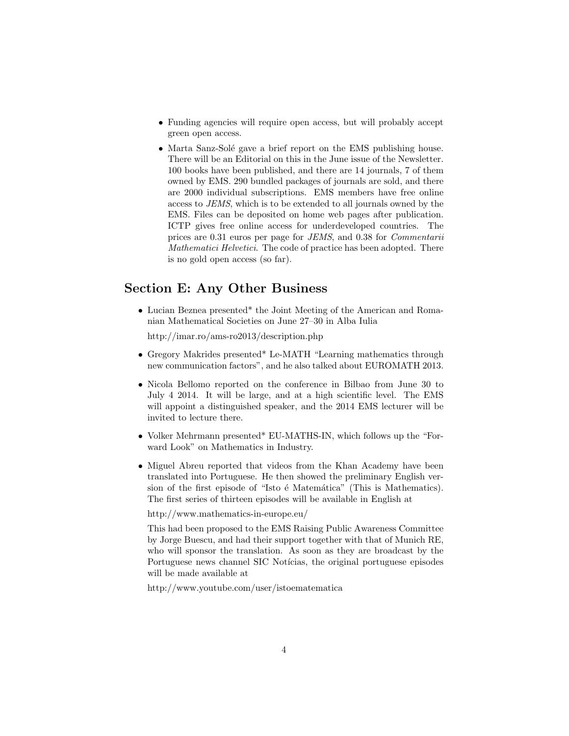- Funding agencies will require open access, but will probably accept green open access.
- Marta Sanz-Solé gave a brief report on the EMS publishing house. There will be an Editorial on this in the June issue of the Newsletter. 100 books have been published, and there are 14 journals, 7 of them owned by EMS. 290 bundled packages of journals are sold, and there are 2000 individual subscriptions. EMS members have free online access to *JEMS*, which is to be extended to all journals owned by the EMS. Files can be deposited on home web pages after publication. ICTP gives free online access for underdeveloped countries. The prices are 0.31 euros per page for *JEMS*, and 0.38 for *Commentarii Mathematici Helvetici*. The code of practice has been adopted. There is no gold open access (so far).

## Section E: Any Other Business

- Lucian Beznea presented* the Joint Meeting of the American and Romanian Mathematical Societies on June 27–30 in Alba Iulia

  http://imar.ro/ams-ro2013/description.php

- Gregory Makrides presented* Le-MATH "Learning mathematics through new communication factors", and he also talked about EUROMATH 2013.
- Nicola Bellomo reported on the conference in Bilbao from June 30 to July 4 2014. It will be large, and at a high scientific level. The EMS will appoint a distinguished speaker, and the 2014 EMS lecturer will be invited to lecture there.
- Volker Mehrmann presented* EU-MATHS-IN, which follows up the "Forward Look" on Mathematics in Industry.
- Miguel Abreu reported that videos from the Khan Academy have been translated into Portuguese. He then showed the preliminary English version of the first episode of "Isto é Matemática" (This is Mathematics). The first series of thirteen episodes will be available in English at

  http://www.mathematics-in-europe.eu/

  This had been proposed to the EMS Raising Public Awareness Committee by Jorge Buescu, and had their support together with that of Munich RE, who will sponsor the translation. As soon as they are broadcast by the Portuguese news channel SIC Notícias, the original portuguese episodes will be made available at

  http://www.youtube.com/user/istoematematica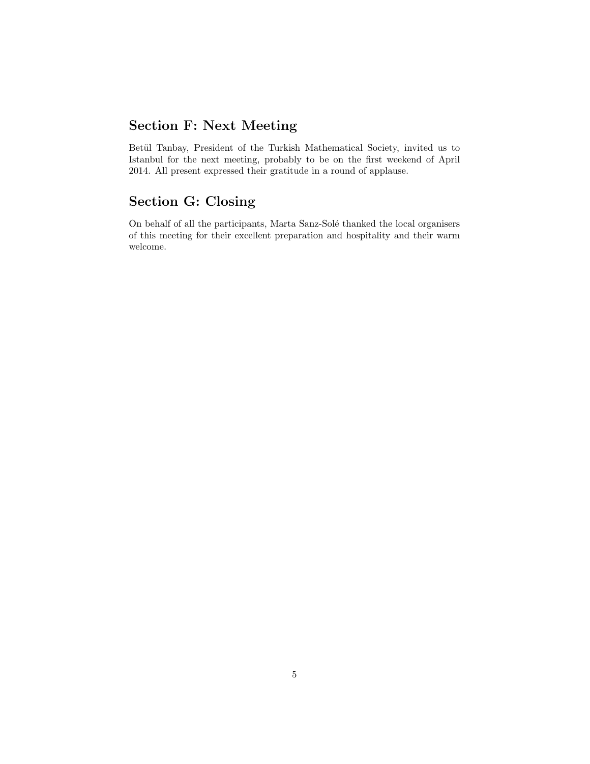## Section F: Next Meeting

Betül Tanbay, President of the Turkish Mathematical Society, invited us to Istanbul for the next meeting, probably to be on the first weekend of April 2014. All present expressed their gratitude in a round of applause.

## Section G: Closing

On behalf of all the participants, Marta Sanz-Solé thanked the local organisers of this meeting for their excellent preparation and hospitality and their warm welcome.